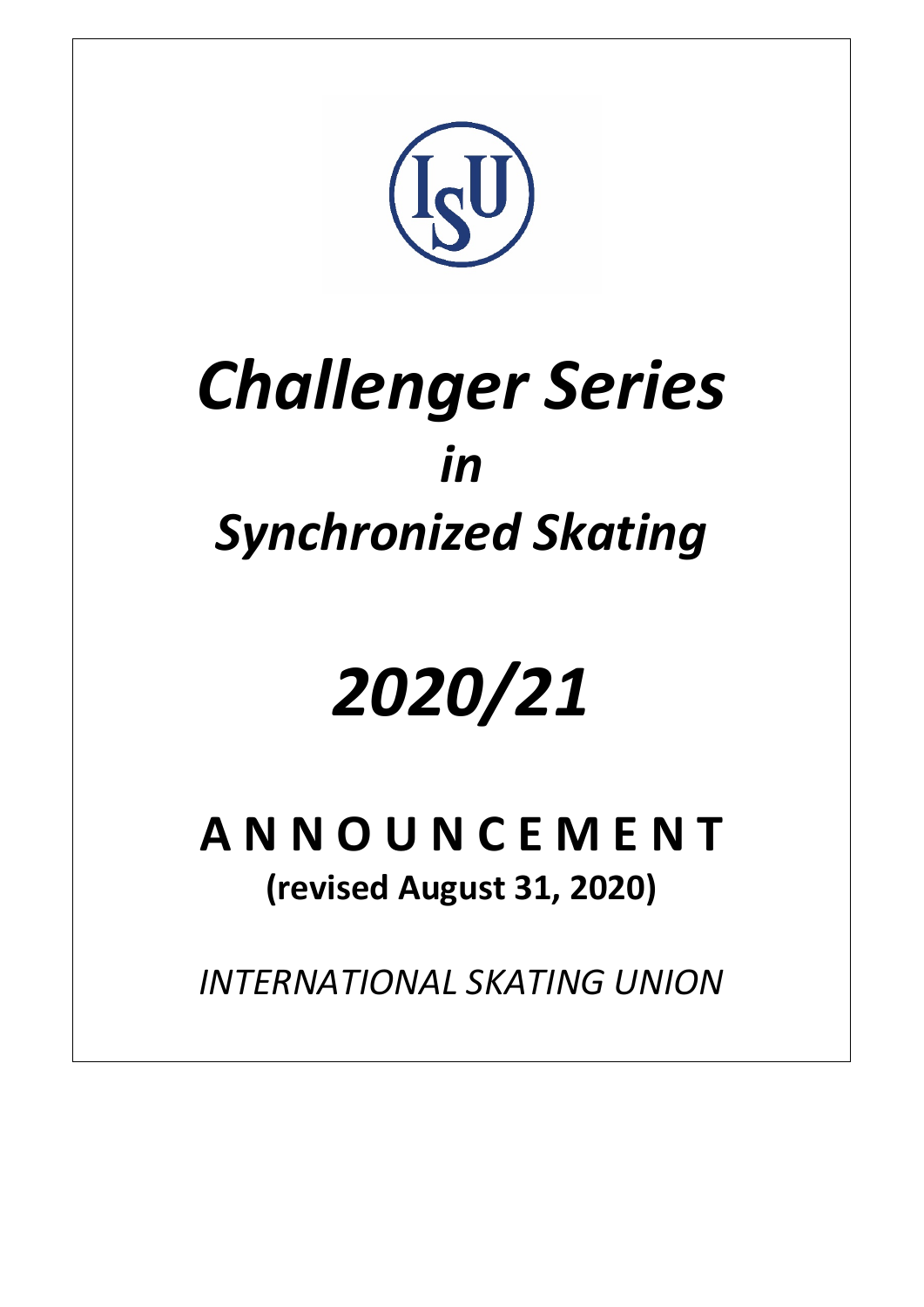# *Challenger Series*
# *in*
# *Synchronized Skating*

# *2020/21*

## **A N N O U N C E M E N T**
**(revised August 31, 2020)**

*INTERNATIONAL SKATING UNION*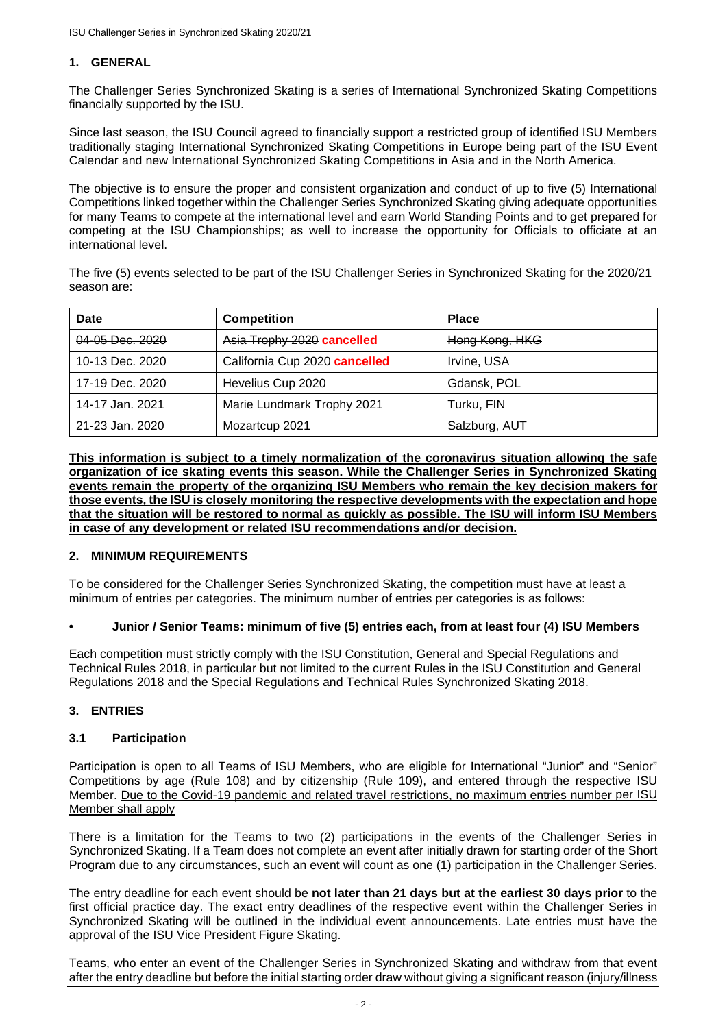## 1. GENERAL

The Challenger Series Synchronized Skating is a series of International Synchronized Skating Competitions financially supported by the ISU.

Since last season, the ISU Council agreed to financially support a restricted group of identified ISU Members traditionally staging International Synchronized Skating Competitions in Europe being part of the ISU Event Calendar and new International Synchronized Skating Competitions in Asia and in the North America.

The objective is to ensure the proper and consistent organization and conduct of up to five (5) International Competitions linked together within the Challenger Series Synchronized Skating giving adequate opportunities for many Teams to compete at the international level and earn World Standing Points and to get prepared for competing at the ISU Championships; as well to increase the opportunity for Officials to officiate at an international level.

The five (5) events selected to be part of the ISU Challenger Series in Synchronized Skating for the 2020/21 season are:

| Date | Competition | Place |
|---|---|---|
| ~~04-05 Dec. 2020~~ | ~~Asia Trophy 2020~~ ~~**cancelled**~~ | ~~Hong Kong, HKG~~ |
| ~~10-13 Dec. 2020~~ | ~~California Cup 2020~~ ~~**cancelled**~~ | ~~Irvine, USA~~ |
| 17-19 Dec. 2020 | Hevelius Cup 2020 | Gdansk, POL |
| 14-17 Jan. 2021 | Marie Lundmark Trophy 2021 | Turku, FIN |
| 21-23 Jan. 2020 | Mozartcup 2021 | Salzburg, AUT |

**This information is subject to a timely normalization of the coronavirus situation allowing the safe organization of ice skating events this season. While the Challenger Series in Synchronized Skating events remain the property of the organizing ISU Members who remain the key decision makers for those events, the ISU is closely monitoring the respective developments with the expectation and hope that the situation will be restored to normal as quickly as possible. The ISU will inform ISU Members in case of any development or related ISU recommendations and/or decision.**

## 2. MINIMUM REQUIREMENTS

To be considered for the Challenger Series Synchronized Skating, the competition must have at least a minimum of entries per categories. The minimum number of entries per categories is as follows:

- **Junior / Senior Teams: minimum of five (5) entries each, from at least four (4) ISU Members**

Each competition must strictly comply with the ISU Constitution, General and Special Regulations and Technical Rules 2018, in particular but not limited to the current Rules in the ISU Constitution and General Regulations 2018 and the Special Regulations and Technical Rules Synchronized Skating 2018.

## 3. ENTRIES

### 3.1 Participation

Participation is open to all Teams of ISU Members, who are eligible for International "Junior" and "Senior" Competitions by age (Rule 108) and by citizenship (Rule 109), and entered through the respective ISU Member. Due to the Covid-19 pandemic and related travel restrictions, no maximum entries number per ISU Member shall apply

There is a limitation for the Teams to two (2) participations in the events of the Challenger Series in Synchronized Skating. If a Team does not complete an event after initially drawn for starting order of the Short Program due to any circumstances, such an event will count as one (1) participation in the Challenger Series.

The entry deadline for each event should be **not later than 21 days but at the earliest 30 days prior** to the first official practice day. The exact entry deadlines of the respective event within the Challenger Series in Synchronized Skating will be outlined in the individual event announcements. Late entries must have the approval of the ISU Vice President Figure Skating.

Teams, who enter an event of the Challenger Series in Synchronized Skating and withdraw from that event after the entry deadline but before the initial starting order draw without giving a significant reason (injury/illness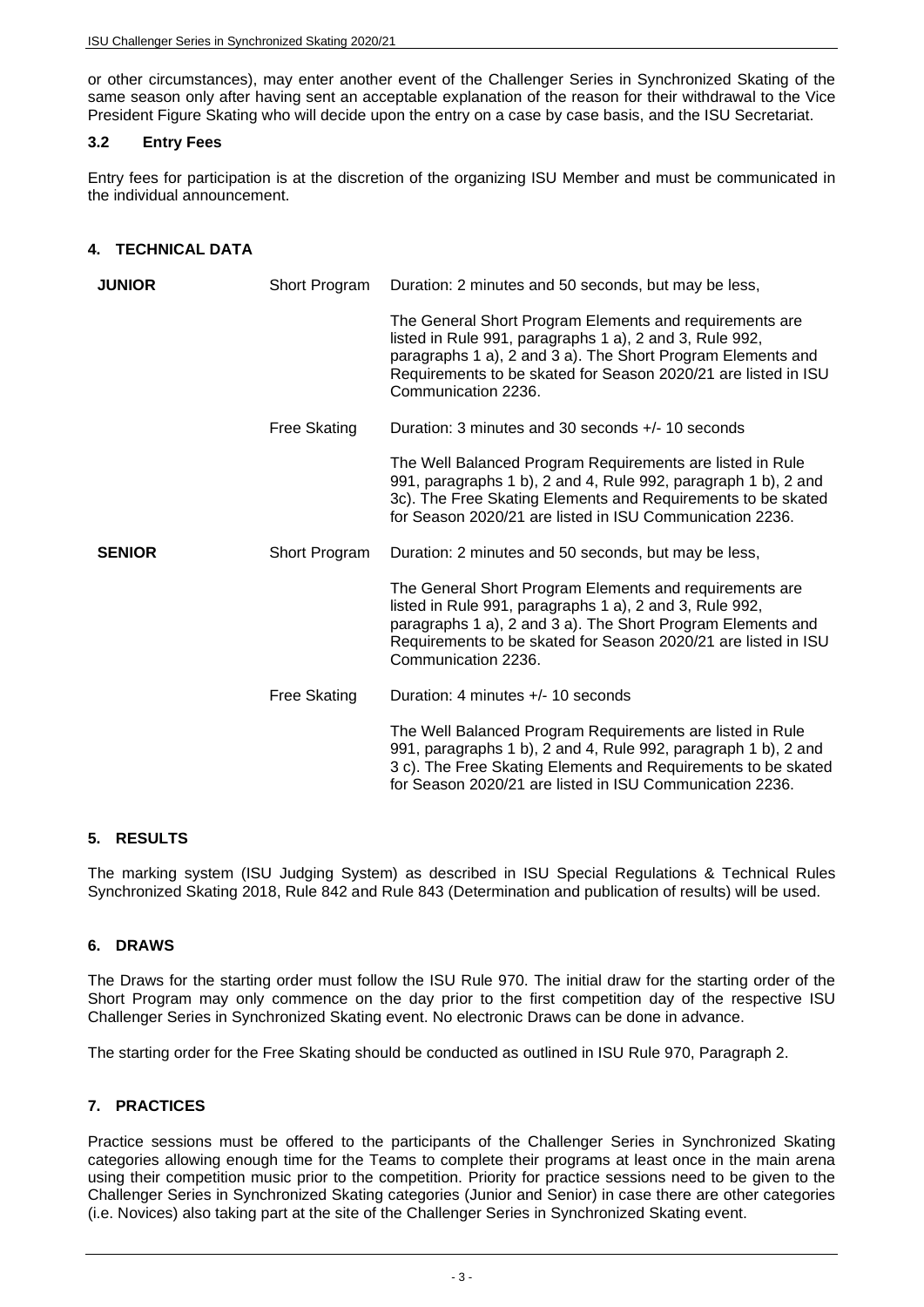or other circumstances), may enter another event of the Challenger Series in Synchronized Skating of the same season only after having sent an acceptable explanation of the reason for their withdrawal to the Vice President Figure Skating who will decide upon the entry on a case by case basis, and the ISU Secretariat.

### 3.2 Entry Fees

Entry fees for participation is at the discretion of the organizing ISU Member and must be communicated in the individual announcement.

## 4. TECHNICAL DATA

| | | |
|---|---|---|
| **JUNIOR** | Short Program | Duration: 2 minutes and 50 seconds, but may be less,<br><br>The General Short Program Elements and requirements are listed in Rule 991, paragraphs 1 a), 2 and 3, Rule 992, paragraphs 1 a), 2 and 3 a). The Short Program Elements and Requirements to be skated for Season 2020/21 are listed in ISU Communication 2236. |
| | Free Skating | Duration: 3 minutes and 30 seconds +/- 10 seconds<br><br>The Well Balanced Program Requirements are listed in Rule 991, paragraphs 1 b), 2 and 4, Rule 992, paragraph 1 b), 2 and 3c). The Free Skating Elements and Requirements to be skated for Season 2020/21 are listed in ISU Communication 2236. |
| **SENIOR** | Short Program | Duration: 2 minutes and 50 seconds, but may be less,<br><br>The General Short Program Elements and requirements are listed in Rule 991, paragraphs 1 a), 2 and 3, Rule 992, paragraphs 1 a), 2 and 3 a). The Short Program Elements and Requirements to be skated for Season 2020/21 are listed in ISU Communication 2236. |
| | Free Skating | Duration: 4 minutes +/- 10 seconds<br><br>The Well Balanced Program Requirements are listed in Rule 991, paragraphs 1 b), 2 and 4, Rule 992, paragraph 1 b), 2 and 3 c). The Free Skating Elements and Requirements to be skated for Season 2020/21 are listed in ISU Communication 2236. |

## 5. RESULTS

The marking system (ISU Judging System) as described in ISU Special Regulations & Technical Rules Synchronized Skating 2018, Rule 842 and Rule 843 (Determination and publication of results) will be used.

## 6. DRAWS

The Draws for the starting order must follow the ISU Rule 970. The initial draw for the starting order of the Short Program may only commence on the day prior to the first competition day of the respective ISU Challenger Series in Synchronized Skating event. No electronic Draws can be done in advance.

The starting order for the Free Skating should be conducted as outlined in ISU Rule 970, Paragraph 2.

## 7. PRACTICES

Practice sessions must be offered to the participants of the Challenger Series in Synchronized Skating categories allowing enough time for the Teams to complete their programs at least once in the main arena using their competition music prior to the competition. Priority for practice sessions need to be given to the Challenger Series in Synchronized Skating categories (Junior and Senior) in case there are other categories (i.e. Novices) also taking part at the site of the Challenger Series in Synchronized Skating event.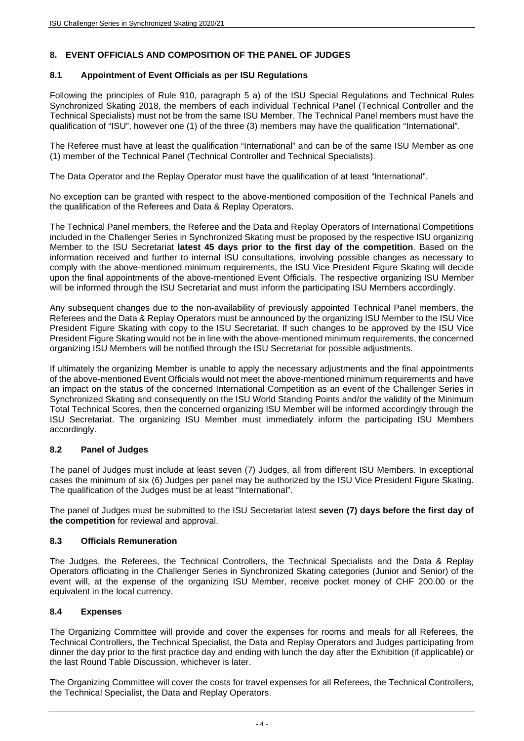## 8. EVENT OFFICIALS AND COMPOSITION OF THE PANEL OF JUDGES

### 8.1 Appointment of Event Officials as per ISU Regulations

Following the principles of Rule 910, paragraph 5 a) of the ISU Special Regulations and Technical Rules Synchronized Skating 2018, the members of each individual Technical Panel (Technical Controller and the Technical Specialists) must not be from the same ISU Member. The Technical Panel members must have the qualification of "ISU", however one (1) of the three (3) members may have the qualification "International".

The Referee must have at least the qualification "International" and can be of the same ISU Member as one (1) member of the Technical Panel (Technical Controller and Technical Specialists).

The Data Operator and the Replay Operator must have the qualification of at least "International".

No exception can be granted with respect to the above-mentioned composition of the Technical Panels and the qualification of the Referees and Data & Replay Operators.

The Technical Panel members, the Referee and the Data and Replay Operators of International Competitions included in the Challenger Series in Synchronized Skating must be proposed by the respective ISU organizing Member to the ISU Secretariat **latest 45 days prior to the first day of the competition**. Based on the information received and further to internal ISU consultations, involving possible changes as necessary to comply with the above-mentioned minimum requirements, the ISU Vice President Figure Skating will decide upon the final appointments of the above-mentioned Event Officials. The respective organizing ISU Member will be informed through the ISU Secretariat and must inform the participating ISU Members accordingly.

Any subsequent changes due to the non-availability of previously appointed Technical Panel members, the Referees and the Data & Replay Operators must be announced by the organizing ISU Member to the ISU Vice President Figure Skating with copy to the ISU Secretariat. If such changes to be approved by the ISU Vice President Figure Skating would not be in line with the above-mentioned minimum requirements, the concerned organizing ISU Members will be notified through the ISU Secretariat for possible adjustments.

If ultimately the organizing Member is unable to apply the necessary adjustments and the final appointments of the above-mentioned Event Officials would not meet the above-mentioned minimum requirements and have an impact on the status of the concerned International Competition as an event of the Challenger Series in Synchronized Skating and consequently on the ISU World Standing Points and/or the validity of the Minimum Total Technical Scores, then the concerned organizing ISU Member will be informed accordingly through the ISU Secretariat. The organizing ISU Member must immediately inform the participating ISU Members accordingly.

### 8.2 Panel of Judges

The panel of Judges must include at least seven (7) Judges, all from different ISU Members. In exceptional cases the minimum of six (6) Judges per panel may be authorized by the ISU Vice President Figure Skating. The qualification of the Judges must be at least "International".

The panel of Judges must be submitted to the ISU Secretariat latest **seven (7) days before the first day of the competition** for reviewal and approval.

### 8.3 Officials Remuneration

The Judges, the Referees, the Technical Controllers, the Technical Specialists and the Data & Replay Operators officiating in the Challenger Series in Synchronized Skating categories (Junior and Senior) of the event will, at the expense of the organizing ISU Member, receive pocket money of CHF 200.00 or the equivalent in the local currency.

### 8.4 Expenses

The Organizing Committee will provide and cover the expenses for rooms and meals for all Referees, the Technical Controllers, the Technical Specialist, the Data and Replay Operators and Judges participating from dinner the day prior to the first practice day and ending with lunch the day after the Exhibition (if applicable) or the last Round Table Discussion, whichever is later.

The Organizing Committee will cover the costs for travel expenses for all Referees, the Technical Controllers, the Technical Specialist, the Data and Replay Operators.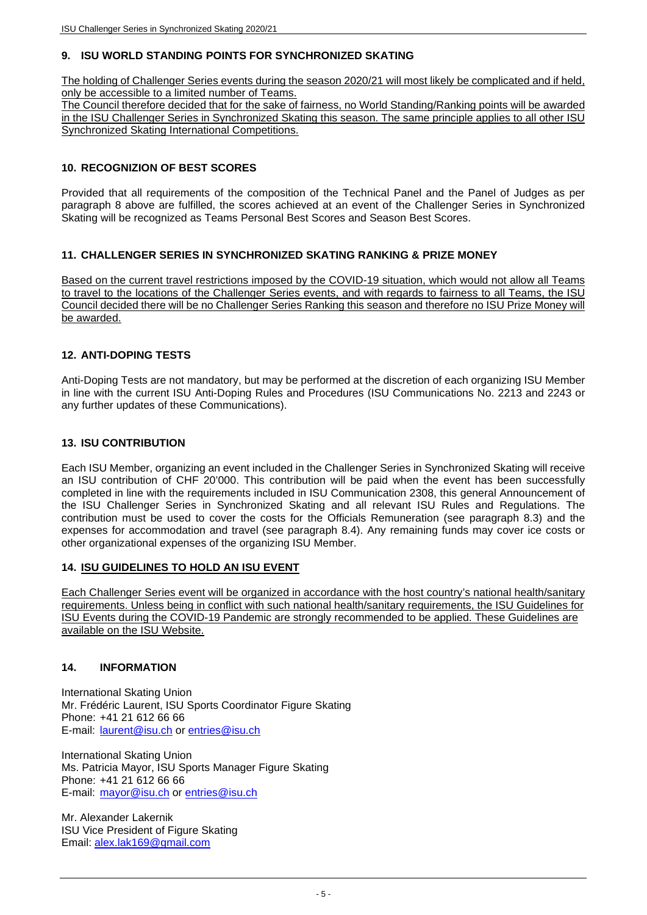## 9. ISU WORLD STANDING POINTS FOR SYNCHRONIZED SKATING

The holding of Challenger Series events during the season 2020/21 will most likely be complicated and if held, only be accessible to a limited number of Teams.
The Council therefore decided that for the sake of fairness, no World Standing/Ranking points will be awarded in the ISU Challenger Series in Synchronized Skating this season. The same principle applies to all other ISU Synchronized Skating International Competitions.

## 10. RECOGNIZION OF BEST SCORES

Provided that all requirements of the composition of the Technical Panel and the Panel of Judges as per paragraph 8 above are fulfilled, the scores achieved at an event of the Challenger Series in Synchronized Skating will be recognized as Teams Personal Best Scores and Season Best Scores.

## 11. CHALLENGER SERIES IN SYNCHRONIZED SKATING RANKING & PRIZE MONEY

Based on the current travel restrictions imposed by the COVID-19 situation, which would not allow all Teams to travel to the locations of the Challenger Series events, and with regards to fairness to all Teams, the ISU Council decided there will be no Challenger Series Ranking this season and therefore no ISU Prize Money will be awarded.

## 12. ANTI-DOPING TESTS

Anti-Doping Tests are not mandatory, but may be performed at the discretion of each organizing ISU Member in line with the current ISU Anti-Doping Rules and Procedures (ISU Communications No. 2213 and 2243 or any further updates of these Communications).

## 13. ISU CONTRIBUTION

Each ISU Member, organizing an event included in the Challenger Series in Synchronized Skating will receive an ISU contribution of CHF 20'000. This contribution will be paid when the event has been successfully completed in line with the requirements included in ISU Communication 2308, this general Announcement of the ISU Challenger Series in Synchronized Skating and all relevant ISU Rules and Regulations. The contribution must be used to cover the costs for the Officials Remuneration (see paragraph 8.3) and the expenses for accommodation and travel (see paragraph 8.4). Any remaining funds may cover ice costs or other organizational expenses of the organizing ISU Member.

## 14. ISU GUIDELINES TO HOLD AN ISU EVENT

Each Challenger Series event will be organized in accordance with the host country's national health/sanitary requirements. Unless being in conflict with such national health/sanitary requirements, the ISU Guidelines for ISU Events during the COVID-19 Pandemic are strongly recommended to be applied. These Guidelines are available on the ISU Website.

## 14. INFORMATION

International Skating Union
Mr. Frédéric Laurent, ISU Sports Coordinator Figure Skating
Phone: +41 21 612 66 66
E-mail: laurent@isu.ch or entries@isu.ch

International Skating Union
Ms. Patricia Mayor, ISU Sports Manager Figure Skating
Phone: +41 21 612 66 66
E-mail: mayor@isu.ch or entries@isu.ch

Mr. Alexander Lakernik
ISU Vice President of Figure Skating
Email: alex.lak169@gmail.com